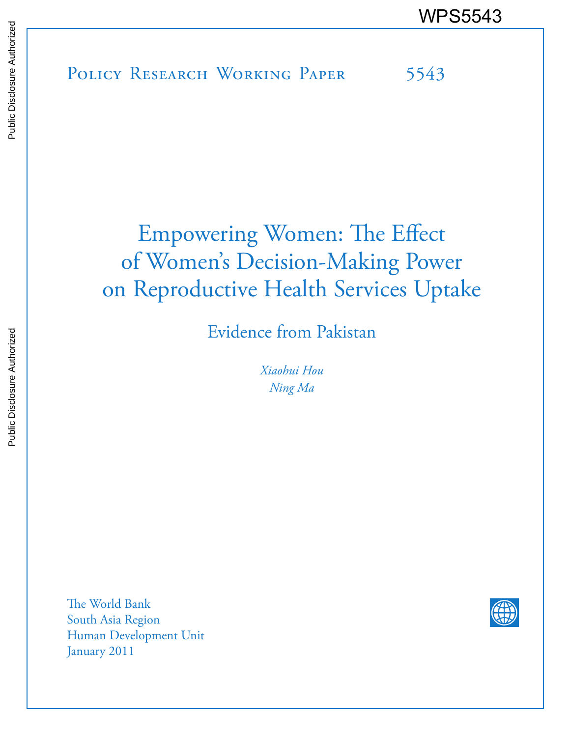WPS5543

Policy Research Working Paper 5543

# Empowering Women: The Effect of Women's Decision-Making Power on Reproductive Health Services Uptake

## Evidence from Pakistan

*Xiaohui Hou*
*Ning Ma*

The World Bank
South Asia Region
Human Development Unit
January 2011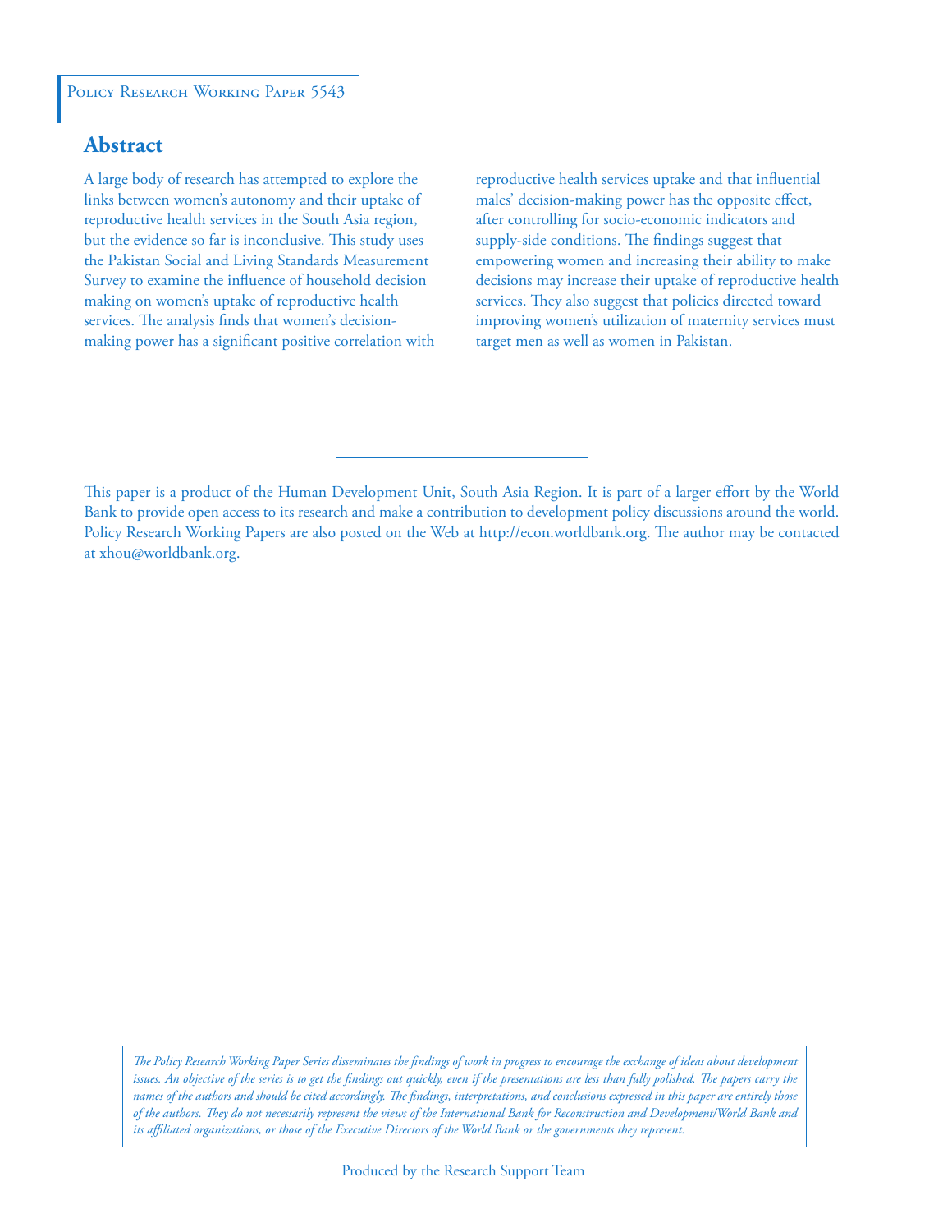Policy Research Working Paper 5543

## Abstract

A large body of research has attempted to explore the links between women's autonomy and their uptake of reproductive health services in the South Asia region, but the evidence so far is inconclusive. This study uses the Pakistan Social and Living Standards Measurement Survey to examine the influence of household decision making on women's uptake of reproductive health services. The analysis finds that women's decision-making power has a significant positive correlation with reproductive health services uptake and that influential males' decision-making power has the opposite effect, after controlling for socio-economic indicators and supply-side conditions. The findings suggest that empowering women and increasing their ability to make decisions may increase their uptake of reproductive health services. They also suggest that policies directed toward improving women's utilization of maternity services must target men as well as women in Pakistan.

---

This paper is a product of the Human Development Unit, South Asia Region. It is part of a larger effort by the World Bank to provide open access to its research and make a contribution to development policy discussions around the world. Policy Research Working Papers are also posted on the Web at http://econ.worldbank.org. The author may be contacted at xhou@worldbank.org.

*The Policy Research Working Paper Series disseminates the findings of work in progress to encourage the exchange of ideas about development issues. An objective of the series is to get the findings out quickly, even if the presentations are less than fully polished. The papers carry the names of the authors and should be cited accordingly. The findings, interpretations, and conclusions expressed in this paper are entirely those of the authors. They do not necessarily represent the views of the International Bank for Reconstruction and Development/World Bank and its affiliated organizations, or those of the Executive Directors of the World Bank or the governments they represent.*

Produced by the Research Support Team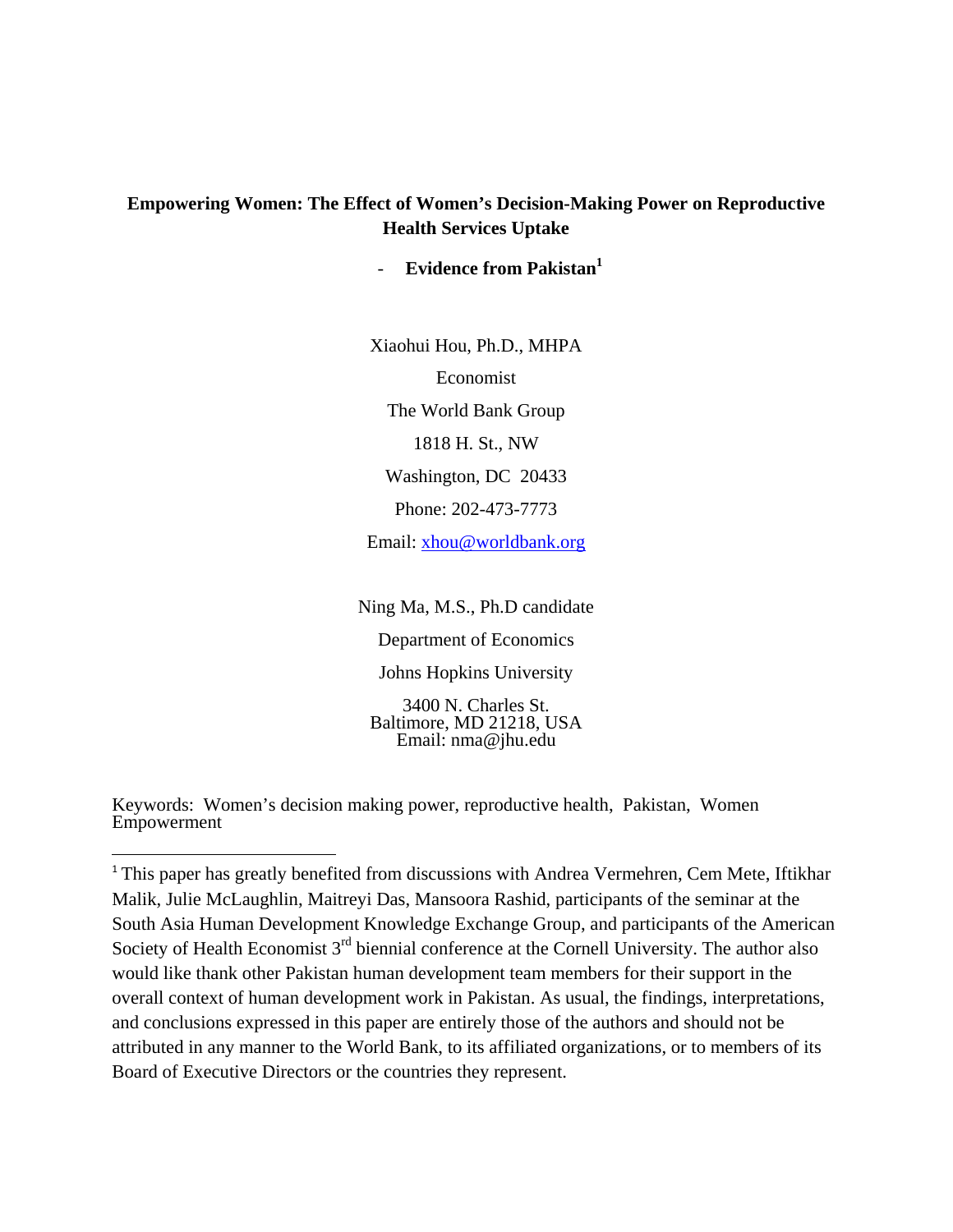**Empowering Women: The Effect of Women's Decision-Making Power on Reproductive Health Services Uptake**

**- Evidence from Pakistan[1]**

Xiaohui Hou, Ph.D., MHPA

Economist

The World Bank Group

1818 H. St., NW

Washington, DC 20433

Phone: 202-473-7773

Email: xhou@worldbank.org

Ning Ma, M.S., Ph.D candidate

Department of Economics

Johns Hopkins University

3400 N. Charles St.
Baltimore, MD 21218, USA
Email: nma@jhu.edu

Keywords: Women's decision making power, reproductive health, Pakistan, Women Empowerment

---

[1] This paper has greatly benefited from discussions with Andrea Vermehren, Cem Mete, Iftikhar Malik, Julie McLaughlin, Maitreyi Das, Mansoora Rashid, participants of the seminar at the South Asia Human Development Knowledge Exchange Group, and participants of the American Society of Health Economist 3rd biennial conference at the Cornell University. The author also would like thank other Pakistan human development team members for their support in the overall context of human development work in Pakistan. As usual, the findings, interpretations, and conclusions expressed in this paper are entirely those of the authors and should not be attributed in any manner to the World Bank, to its affiliated organizations, or to members of its Board of Executive Directors or the countries they represent.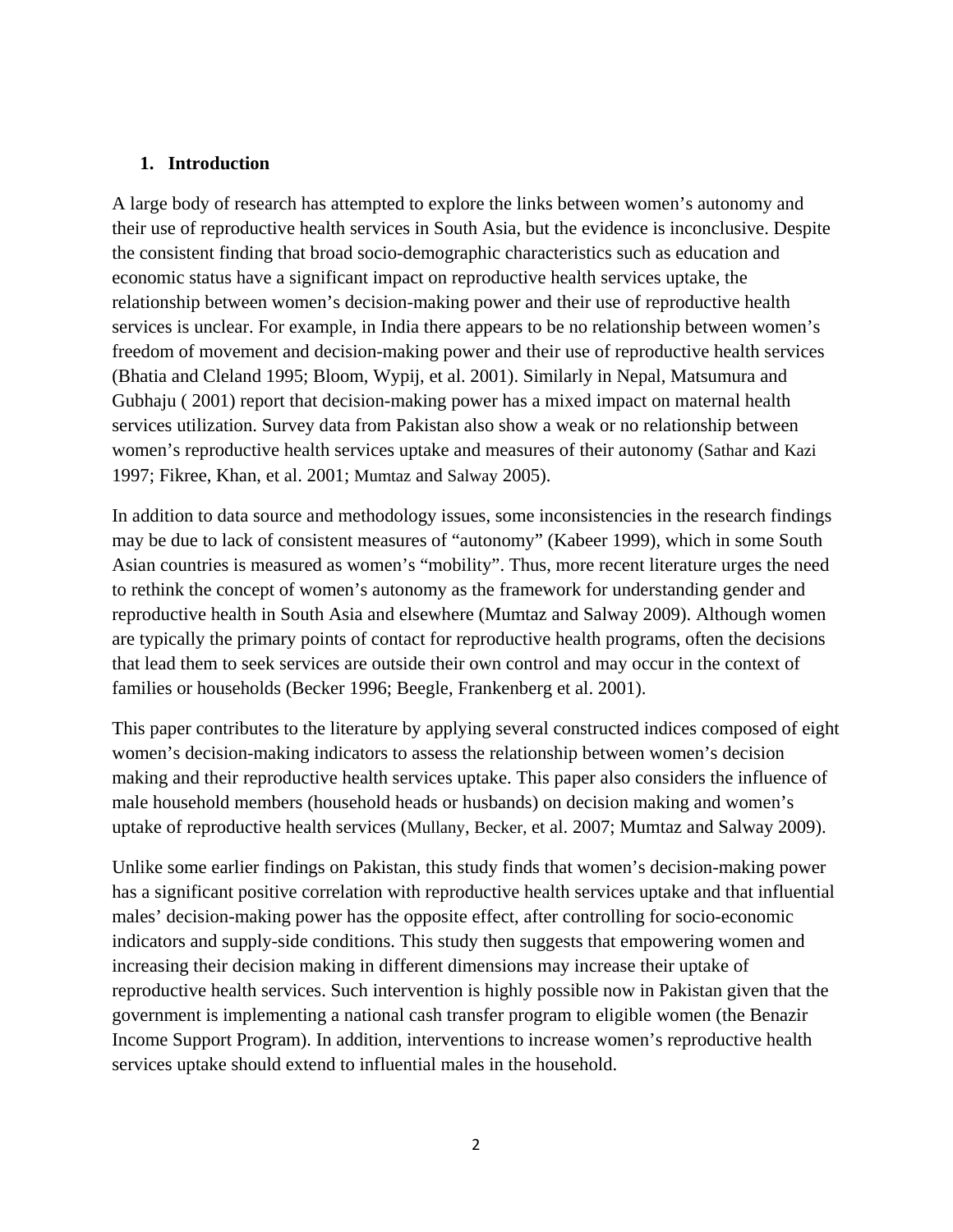## 1. Introduction

A large body of research has attempted to explore the links between women's autonomy and their use of reproductive health services in South Asia, but the evidence is inconclusive. Despite the consistent finding that broad socio-demographic characteristics such as education and economic status have a significant impact on reproductive health services uptake, the relationship between women's decision-making power and their use of reproductive health services is unclear. For example, in India there appears to be no relationship between women's freedom of movement and decision-making power and their use of reproductive health services (Bhatia and Cleland 1995; Bloom, Wypij, et al. 2001). Similarly in Nepal, Matsumura and Gubhaju ( 2001) report that decision-making power has a mixed impact on maternal health services utilization. Survey data from Pakistan also show a weak or no relationship between women's reproductive health services uptake and measures of their autonomy (Sathar and Kazi 1997; Fikree, Khan, et al. 2001; Mumtaz and Salway 2005).

In addition to data source and methodology issues, some inconsistencies in the research findings may be due to lack of consistent measures of "autonomy" (Kabeer 1999), which in some South Asian countries is measured as women's "mobility". Thus, more recent literature urges the need to rethink the concept of women's autonomy as the framework for understanding gender and reproductive health in South Asia and elsewhere (Mumtaz and Salway 2009). Although women are typically the primary points of contact for reproductive health programs, often the decisions that lead them to seek services are outside their own control and may occur in the context of families or households (Becker 1996; Beegle, Frankenberg et al. 2001).

This paper contributes to the literature by applying several constructed indices composed of eight women's decision-making indicators to assess the relationship between women's decision making and their reproductive health services uptake. This paper also considers the influence of male household members (household heads or husbands) on decision making and women's uptake of reproductive health services (Mullany, Becker, et al. 2007; Mumtaz and Salway 2009).

Unlike some earlier findings on Pakistan, this study finds that women's decision-making power has a significant positive correlation with reproductive health services uptake and that influential males' decision-making power has the opposite effect, after controlling for socio-economic indicators and supply-side conditions. This study then suggests that empowering women and increasing their decision making in different dimensions may increase their uptake of reproductive health services. Such intervention is highly possible now in Pakistan given that the government is implementing a national cash transfer program to eligible women (the Benazir Income Support Program). In addition, interventions to increase women's reproductive health services uptake should extend to influential males in the household.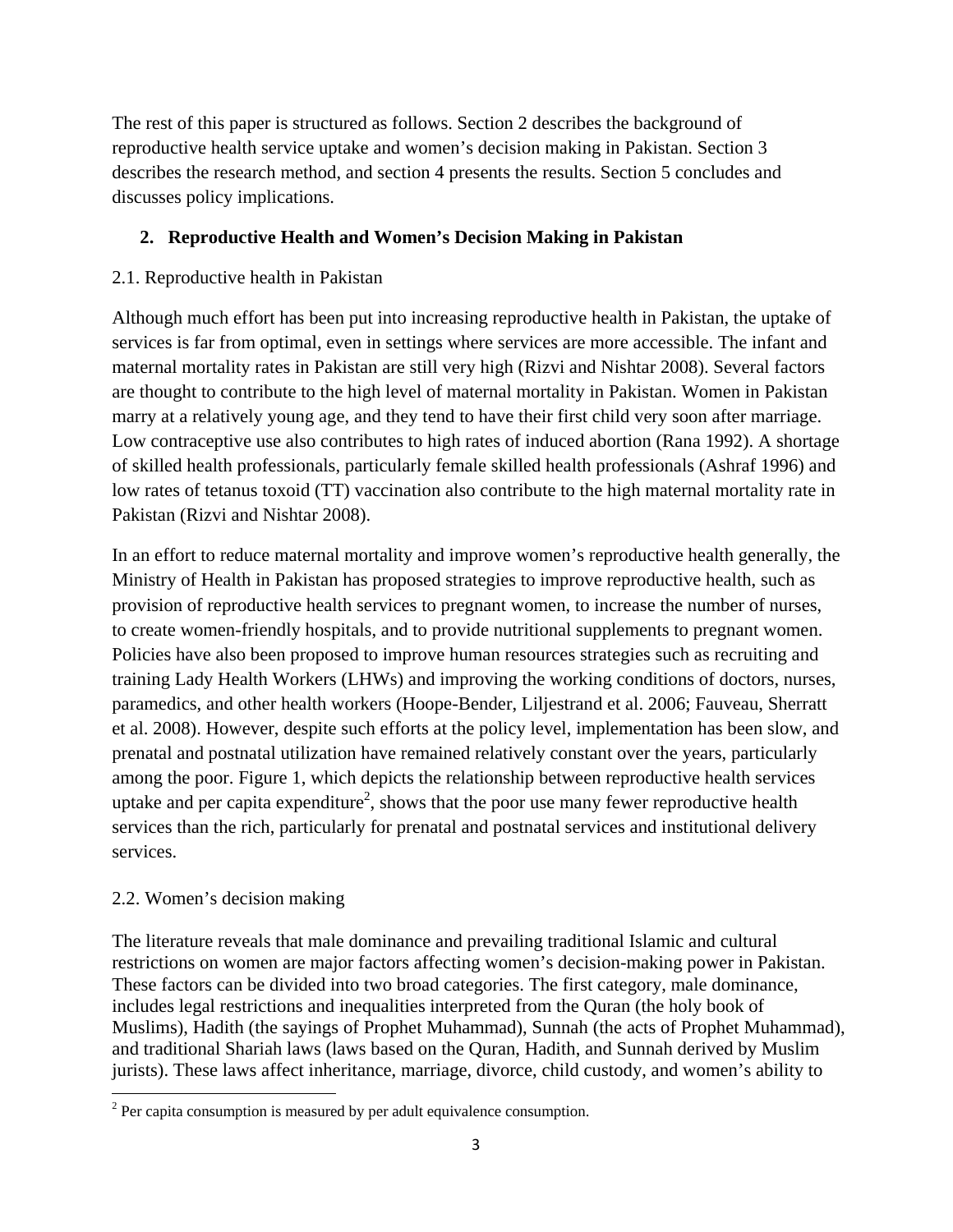The rest of this paper is structured as follows. Section 2 describes the background of reproductive health service uptake and women's decision making in Pakistan. Section 3 describes the research method, and section 4 presents the results. Section 5 concludes and discusses policy implications.

## 2. Reproductive Health and Women's Decision Making in Pakistan

### 2.1. Reproductive health in Pakistan

Although much effort has been put into increasing reproductive health in Pakistan, the uptake of services is far from optimal, even in settings where services are more accessible. The infant and maternal mortality rates in Pakistan are still very high (Rizvi and Nishtar 2008). Several factors are thought to contribute to the high level of maternal mortality in Pakistan. Women in Pakistan marry at a relatively young age, and they tend to have their first child very soon after marriage. Low contraceptive use also contributes to high rates of induced abortion (Rana 1992). A shortage of skilled health professionals, particularly female skilled health professionals (Ashraf 1996) and low rates of tetanus toxoid (TT) vaccination also contribute to the high maternal mortality rate in Pakistan (Rizvi and Nishtar 2008).

In an effort to reduce maternal mortality and improve women's reproductive health generally, the Ministry of Health in Pakistan has proposed strategies to improve reproductive health, such as provision of reproductive health services to pregnant women, to increase the number of nurses, to create women-friendly hospitals, and to provide nutritional supplements to pregnant women. Policies have also been proposed to improve human resources strategies such as recruiting and training Lady Health Workers (LHWs) and improving the working conditions of doctors, nurses, paramedics, and other health workers (Hoope-Bender, Liljestrand et al. 2006; Fauveau, Sherratt et al. 2008). However, despite such efforts at the policy level, implementation has been slow, and prenatal and postnatal utilization have remained relatively constant over the years, particularly among the poor. Figure 1, which depicts the relationship between reproductive health services uptake and per capita expenditure[2], shows that the poor use many fewer reproductive health services than the rich, particularly for prenatal and postnatal services and institutional delivery services.

### 2.2. Women's decision making

The literature reveals that male dominance and prevailing traditional Islamic and cultural restrictions on women are major factors affecting women's decision-making power in Pakistan. These factors can be divided into two broad categories. The first category, male dominance, includes legal restrictions and inequalities interpreted from the Quran (the holy book of Muslims), Hadith (the sayings of Prophet Muhammad), Sunnah (the acts of Prophet Muhammad), and traditional Shariah laws (laws based on the Quran, Hadith, and Sunnah derived by Muslim jurists). These laws affect inheritance, marriage, divorce, child custody, and women's ability to

[2] Per capita consumption is measured by per adult equivalence consumption.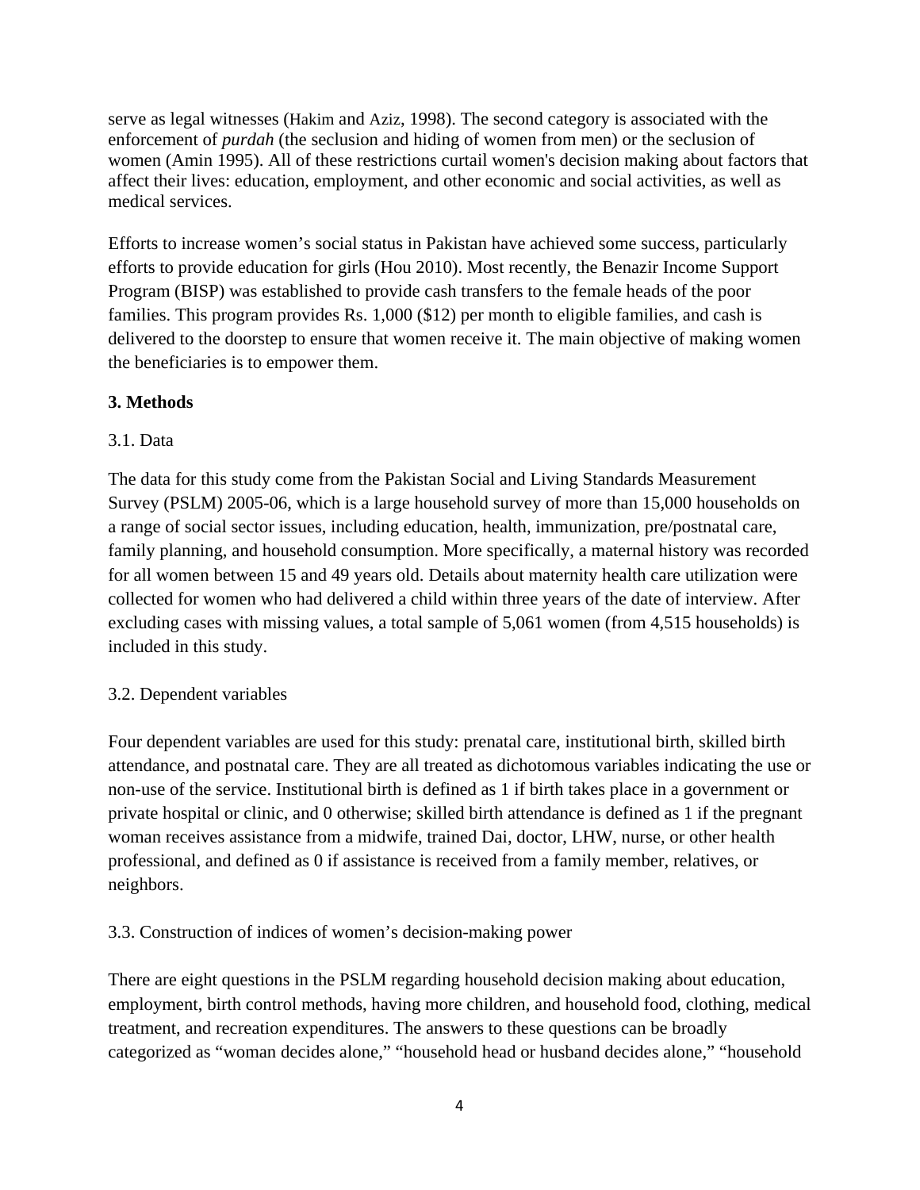serve as legal witnesses (Hakim and Aziz, 1998). The second category is associated with the enforcement of *purdah* (the seclusion and hiding of women from men) or the seclusion of women (Amin 1995). All of these restrictions curtail women's decision making about factors that affect their lives: education, employment, and other economic and social activities, as well as medical services.

Efforts to increase women's social status in Pakistan have achieved some success, particularly efforts to provide education for girls (Hou 2010). Most recently, the Benazir Income Support Program (BISP) was established to provide cash transfers to the female heads of the poor families. This program provides Rs. 1,000 ($12) per month to eligible families, and cash is delivered to the doorstep to ensure that women receive it. The main objective of making women the beneficiaries is to empower them.

## 3. Methods

### 3.1. Data

The data for this study come from the Pakistan Social and Living Standards Measurement Survey (PSLM) 2005-06, which is a large household survey of more than 15,000 households on a range of social sector issues, including education, health, immunization, pre/postnatal care, family planning, and household consumption. More specifically, a maternal history was recorded for all women between 15 and 49 years old. Details about maternity health care utilization were collected for women who had delivered a child within three years of the date of interview. After excluding cases with missing values, a total sample of 5,061 women (from 4,515 households) is included in this study.

### 3.2. Dependent variables

Four dependent variables are used for this study: prenatal care, institutional birth, skilled birth attendance, and postnatal care. They are all treated as dichotomous variables indicating the use or non-use of the service. Institutional birth is defined as 1 if birth takes place in a government or private hospital or clinic, and 0 otherwise; skilled birth attendance is defined as 1 if the pregnant woman receives assistance from a midwife, trained Dai, doctor, LHW, nurse, or other health professional, and defined as 0 if assistance is received from a family member, relatives, or neighbors.

### 3.3. Construction of indices of women's decision-making power

There are eight questions in the PSLM regarding household decision making about education, employment, birth control methods, having more children, and household food, clothing, medical treatment, and recreation expenditures. The answers to these questions can be broadly categorized as "woman decides alone," "household head or husband decides alone," "household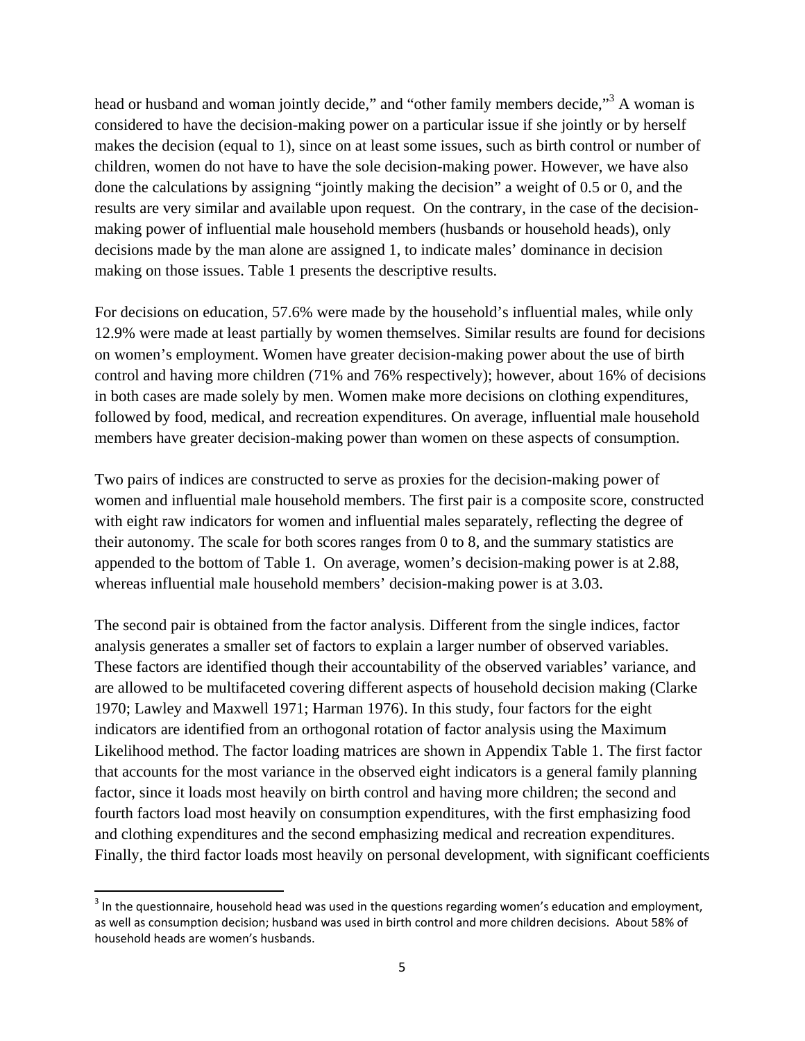head or husband and woman jointly decide," and "other family members decide,"[3] A woman is considered to have the decision-making power on a particular issue if she jointly or by herself makes the decision (equal to 1), since on at least some issues, such as birth control or number of children, women do not have to have the sole decision-making power. However, we have also done the calculations by assigning "jointly making the decision" a weight of 0.5 or 0, and the results are very similar and available upon request. On the contrary, in the case of the decision-making power of influential male household members (husbands or household heads), only decisions made by the man alone are assigned 1, to indicate males' dominance in decision making on those issues. Table 1 presents the descriptive results.

For decisions on education, 57.6% were made by the household's influential males, while only 12.9% were made at least partially by women themselves. Similar results are found for decisions on women's employment. Women have greater decision-making power about the use of birth control and having more children (71% and 76% respectively); however, about 16% of decisions in both cases are made solely by men. Women make more decisions on clothing expenditures, followed by food, medical, and recreation expenditures. On average, influential male household members have greater decision-making power than women on these aspects of consumption.

Two pairs of indices are constructed to serve as proxies for the decision-making power of women and influential male household members. The first pair is a composite score, constructed with eight raw indicators for women and influential males separately, reflecting the degree of their autonomy. The scale for both scores ranges from 0 to 8, and the summary statistics are appended to the bottom of Table 1. On average, women's decision-making power is at 2.88, whereas influential male household members' decision-making power is at 3.03.

The second pair is obtained from the factor analysis. Different from the single indices, factor analysis generates a smaller set of factors to explain a larger number of observed variables. These factors are identified though their accountability of the observed variables' variance, and are allowed to be multifaceted covering different aspects of household decision making (Clarke 1970; Lawley and Maxwell 1971; Harman 1976). In this study, four factors for the eight indicators are identified from an orthogonal rotation of factor analysis using the Maximum Likelihood method. The factor loading matrices are shown in Appendix Table 1. The first factor that accounts for the most variance in the observed eight indicators is a general family planning factor, since it loads most heavily on birth control and having more children; the second and fourth factors load most heavily on consumption expenditures, with the first emphasizing food and clothing expenditures and the second emphasizing medical and recreation expenditures. Finally, the third factor loads most heavily on personal development, with significant coefficients

[3] In the questionnaire, household head was used in the questions regarding women's education and employment, as well as consumption decision; husband was used in birth control and more children decisions. About 58% of household heads are women's husbands.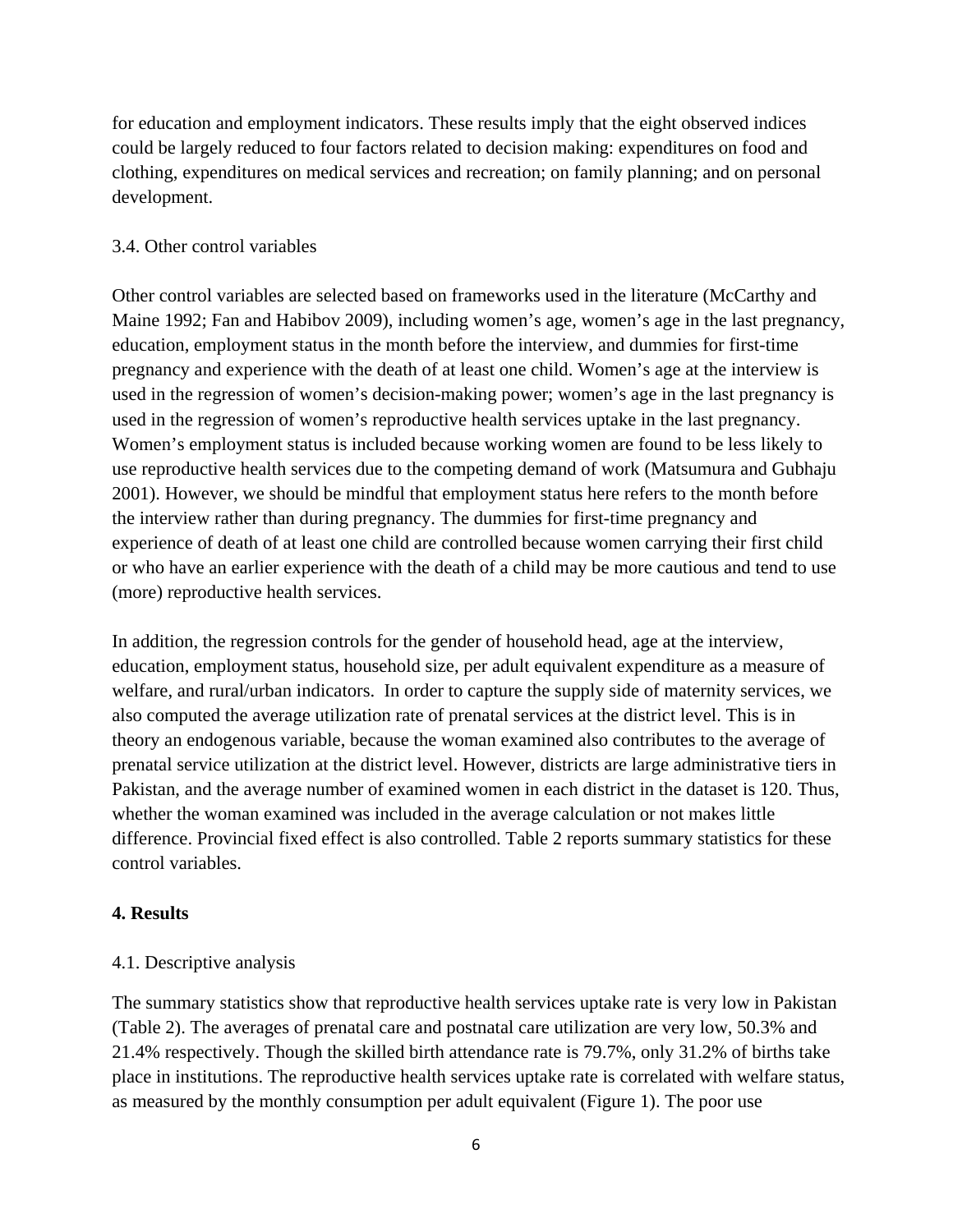for education and employment indicators. These results imply that the eight observed indices could be largely reduced to four factors related to decision making: expenditures on food and clothing, expenditures on medical services and recreation; on family planning; and on personal development.

3.4. Other control variables

Other control variables are selected based on frameworks used in the literature (McCarthy and Maine 1992; Fan and Habibov 2009), including women's age, women's age in the last pregnancy, education, employment status in the month before the interview, and dummies for first-time pregnancy and experience with the death of at least one child. Women's age at the interview is used in the regression of women's decision-making power; women's age in the last pregnancy is used in the regression of women's reproductive health services uptake in the last pregnancy. Women's employment status is included because working women are found to be less likely to use reproductive health services due to the competing demand of work (Matsumura and Gubhaju 2001). However, we should be mindful that employment status here refers to the month before the interview rather than during pregnancy. The dummies for first-time pregnancy and experience of death of at least one child are controlled because women carrying their first child or who have an earlier experience with the death of a child may be more cautious and tend to use (more) reproductive health services.

In addition, the regression controls for the gender of household head, age at the interview, education, employment status, household size, per adult equivalent expenditure as a measure of welfare, and rural/urban indicators. In order to capture the supply side of maternity services, we also computed the average utilization rate of prenatal services at the district level. This is in theory an endogenous variable, because the woman examined also contributes to the average of prenatal service utilization at the district level. However, districts are large administrative tiers in Pakistan, and the average number of examined women in each district in the dataset is 120. Thus, whether the woman examined was included in the average calculation or not makes little difference. Provincial fixed effect is also controlled. Table 2 reports summary statistics for these control variables.

## 4. Results

4.1. Descriptive analysis

The summary statistics show that reproductive health services uptake rate is very low in Pakistan (Table 2). The averages of prenatal care and postnatal care utilization are very low, 50.3% and 21.4% respectively. Though the skilled birth attendance rate is 79.7%, only 31.2% of births take place in institutions. The reproductive health services uptake rate is correlated with welfare status, as measured by the monthly consumption per adult equivalent (Figure 1). The poor use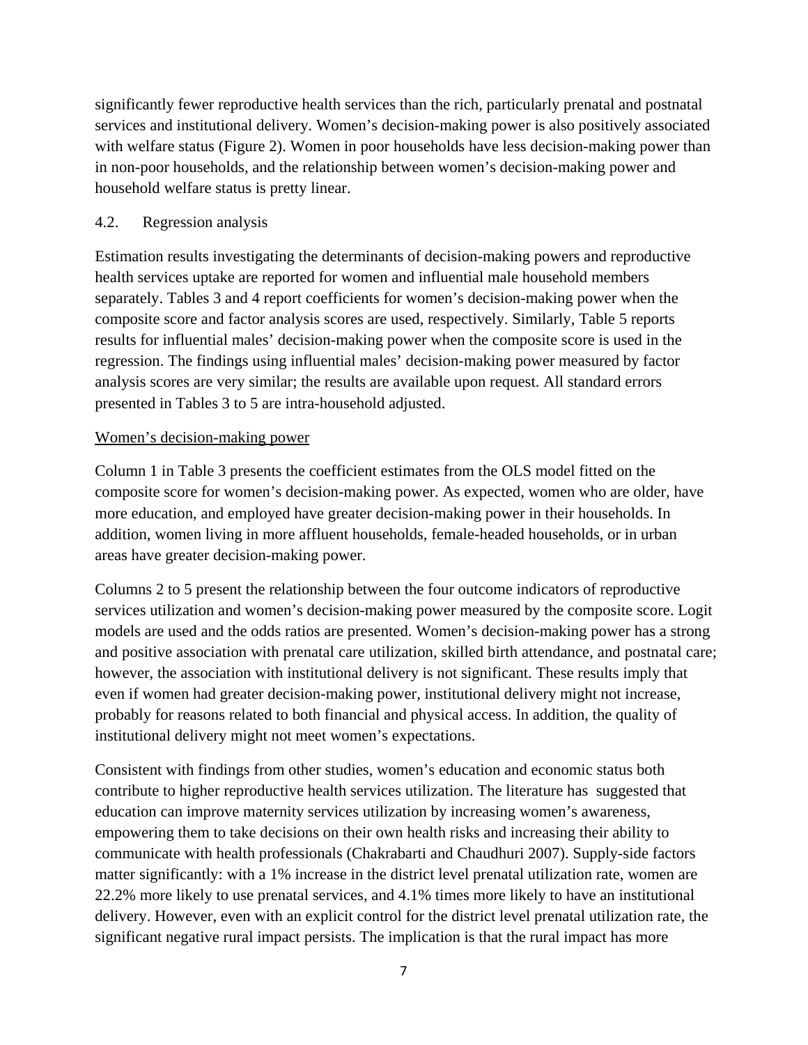significantly fewer reproductive health services than the rich, particularly prenatal and postnatal services and institutional delivery. Women's decision-making power is also positively associated with welfare status (Figure 2). Women in poor households have less decision-making power than in non-poor households, and the relationship between women's decision-making power and household welfare status is pretty linear.

### 4.2. Regression analysis

Estimation results investigating the determinants of decision-making powers and reproductive health services uptake are reported for women and influential male household members separately. Tables 3 and 4 report coefficients for women's decision-making power when the composite score and factor analysis scores are used, respectively. Similarly, Table 5 reports results for influential males' decision-making power when the composite score is used in the regression. The findings using influential males' decision-making power measured by factor analysis scores are very similar; the results are available upon request. All standard errors presented in Tables 3 to 5 are intra-household adjusted.

Women's decision-making power

Column 1 in Table 3 presents the coefficient estimates from the OLS model fitted on the composite score for women's decision-making power. As expected, women who are older, have more education, and employed have greater decision-making power in their households. In addition, women living in more affluent households, female-headed households, or in urban areas have greater decision-making power.

Columns 2 to 5 present the relationship between the four outcome indicators of reproductive services utilization and women's decision-making power measured by the composite score. Logit models are used and the odds ratios are presented. Women's decision-making power has a strong and positive association with prenatal care utilization, skilled birth attendance, and postnatal care; however, the association with institutional delivery is not significant. These results imply that even if women had greater decision-making power, institutional delivery might not increase, probably for reasons related to both financial and physical access. In addition, the quality of institutional delivery might not meet women's expectations.

Consistent with findings from other studies, women's education and economic status both contribute to higher reproductive health services utilization. The literature has suggested that education can improve maternity services utilization by increasing women's awareness, empowering them to take decisions on their own health risks and increasing their ability to communicate with health professionals (Chakrabarti and Chaudhuri 2007). Supply-side factors matter significantly: with a 1% increase in the district level prenatal utilization rate, women are 22.2% more likely to use prenatal services, and 4.1% times more likely to have an institutional delivery. However, even with an explicit control for the district level prenatal utilization rate, the significant negative rural impact persists. The implication is that the rural impact has more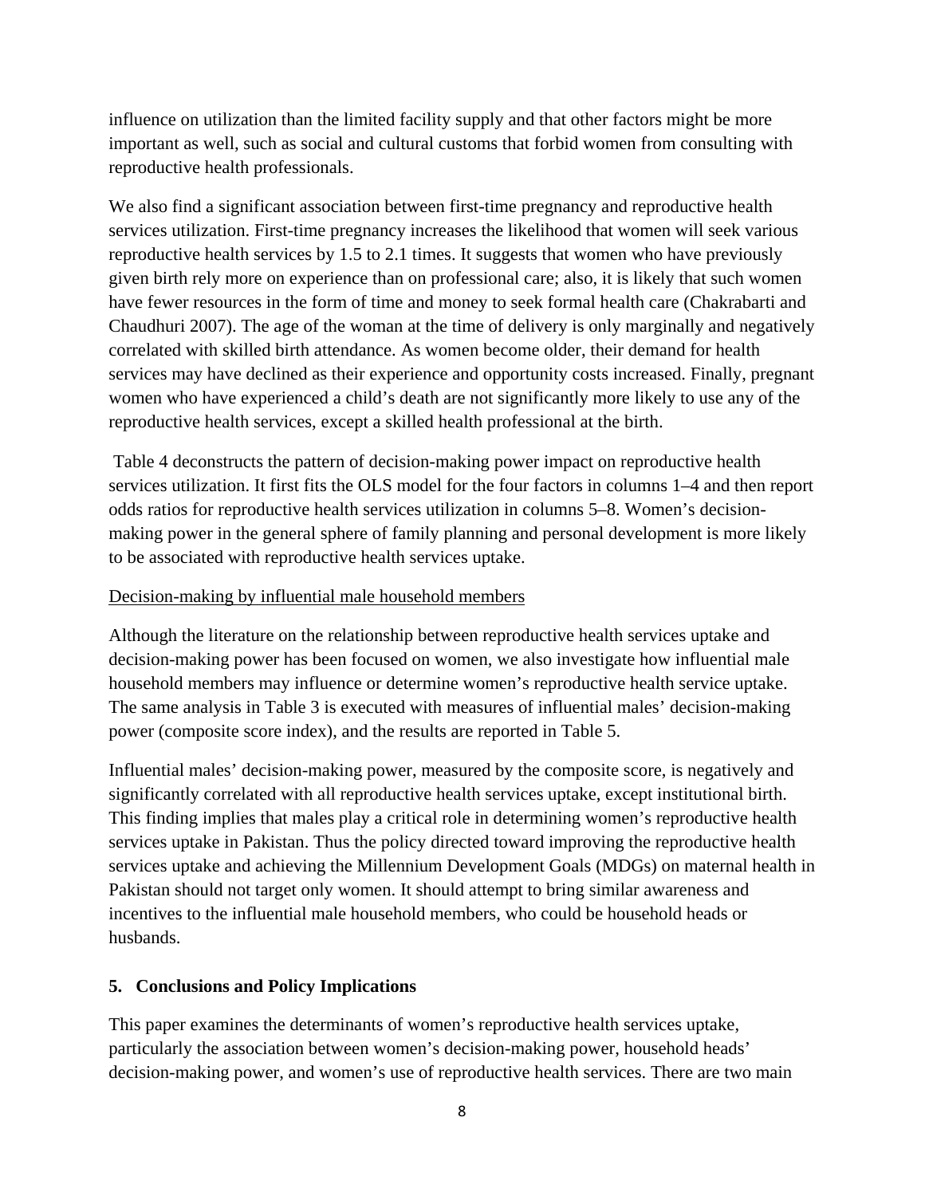influence on utilization than the limited facility supply and that other factors might be more important as well, such as social and cultural customs that forbid women from consulting with reproductive health professionals.

We also find a significant association between first-time pregnancy and reproductive health services utilization. First-time pregnancy increases the likelihood that women will seek various reproductive health services by 1.5 to 2.1 times. It suggests that women who have previously given birth rely more on experience than on professional care; also, it is likely that such women have fewer resources in the form of time and money to seek formal health care (Chakrabarti and Chaudhuri 2007). The age of the woman at the time of delivery is only marginally and negatively correlated with skilled birth attendance. As women become older, their demand for health services may have declined as their experience and opportunity costs increased. Finally, pregnant women who have experienced a child's death are not significantly more likely to use any of the reproductive health services, except a skilled health professional at the birth.

Table 4 deconstructs the pattern of decision-making power impact on reproductive health services utilization. It first fits the OLS model for the four factors in columns 1–4 and then report odds ratios for reproductive health services utilization in columns 5–8. Women's decision-making power in the general sphere of family planning and personal development is more likely to be associated with reproductive health services uptake.

<u>Decision-making by influential male household members</u>

Although the literature on the relationship between reproductive health services uptake and decision-making power has been focused on women, we also investigate how influential male household members may influence or determine women's reproductive health service uptake. The same analysis in Table 3 is executed with measures of influential males' decision-making power (composite score index), and the results are reported in Table 5.

Influential males' decision-making power, measured by the composite score, is negatively and significantly correlated with all reproductive health services uptake, except institutional birth. This finding implies that males play a critical role in determining women's reproductive health services uptake in Pakistan. Thus the policy directed toward improving the reproductive health services uptake and achieving the Millennium Development Goals (MDGs) on maternal health in Pakistan should not target only women. It should attempt to bring similar awareness and incentives to the influential male household members, who could be household heads or husbands.

## 5. Conclusions and Policy Implications

This paper examines the determinants of women's reproductive health services uptake, particularly the association between women's decision-making power, household heads' decision-making power, and women's use of reproductive health services. There are two main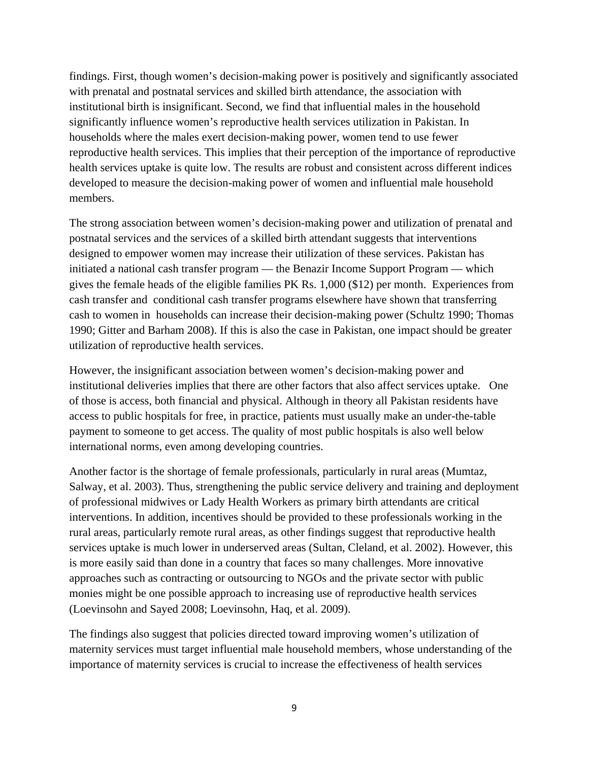findings. First, though women's decision-making power is positively and significantly associated with prenatal and postnatal services and skilled birth attendance, the association with institutional birth is insignificant. Second, we find that influential males in the household significantly influence women's reproductive health services utilization in Pakistan. In households where the males exert decision-making power, women tend to use fewer reproductive health services. This implies that their perception of the importance of reproductive health services uptake is quite low. The results are robust and consistent across different indices developed to measure the decision-making power of women and influential male household members.

The strong association between women's decision-making power and utilization of prenatal and postnatal services and the services of a skilled birth attendant suggests that interventions designed to empower women may increase their utilization of these services. Pakistan has initiated a national cash transfer program — the Benazir Income Support Program — which gives the female heads of the eligible families PK Rs. 1,000 ($12) per month. Experiences from cash transfer and conditional cash transfer programs elsewhere have shown that transferring cash to women in households can increase their decision-making power (Schultz 1990; Thomas 1990; Gitter and Barham 2008). If this is also the case in Pakistan, one impact should be greater utilization of reproductive health services.

However, the insignificant association between women's decision-making power and institutional deliveries implies that there are other factors that also affect services uptake. One of those is access, both financial and physical. Although in theory all Pakistan residents have access to public hospitals for free, in practice, patients must usually make an under-the-table payment to someone to get access. The quality of most public hospitals is also well below international norms, even among developing countries.

Another factor is the shortage of female professionals, particularly in rural areas (Mumtaz, Salway, et al. 2003). Thus, strengthening the public service delivery and training and deployment of professional midwives or Lady Health Workers as primary birth attendants are critical interventions. In addition, incentives should be provided to these professionals working in the rural areas, particularly remote rural areas, as other findings suggest that reproductive health services uptake is much lower in underserved areas (Sultan, Cleland, et al. 2002). However, this is more easily said than done in a country that faces so many challenges. More innovative approaches such as contracting or outsourcing to NGOs and the private sector with public monies might be one possible approach to increasing use of reproductive health services (Loevinsohn and Sayed 2008; Loevinsohn, Haq, et al. 2009).

The findings also suggest that policies directed toward improving women's utilization of maternity services must target influential male household members, whose understanding of the importance of maternity services is crucial to increase the effectiveness of health services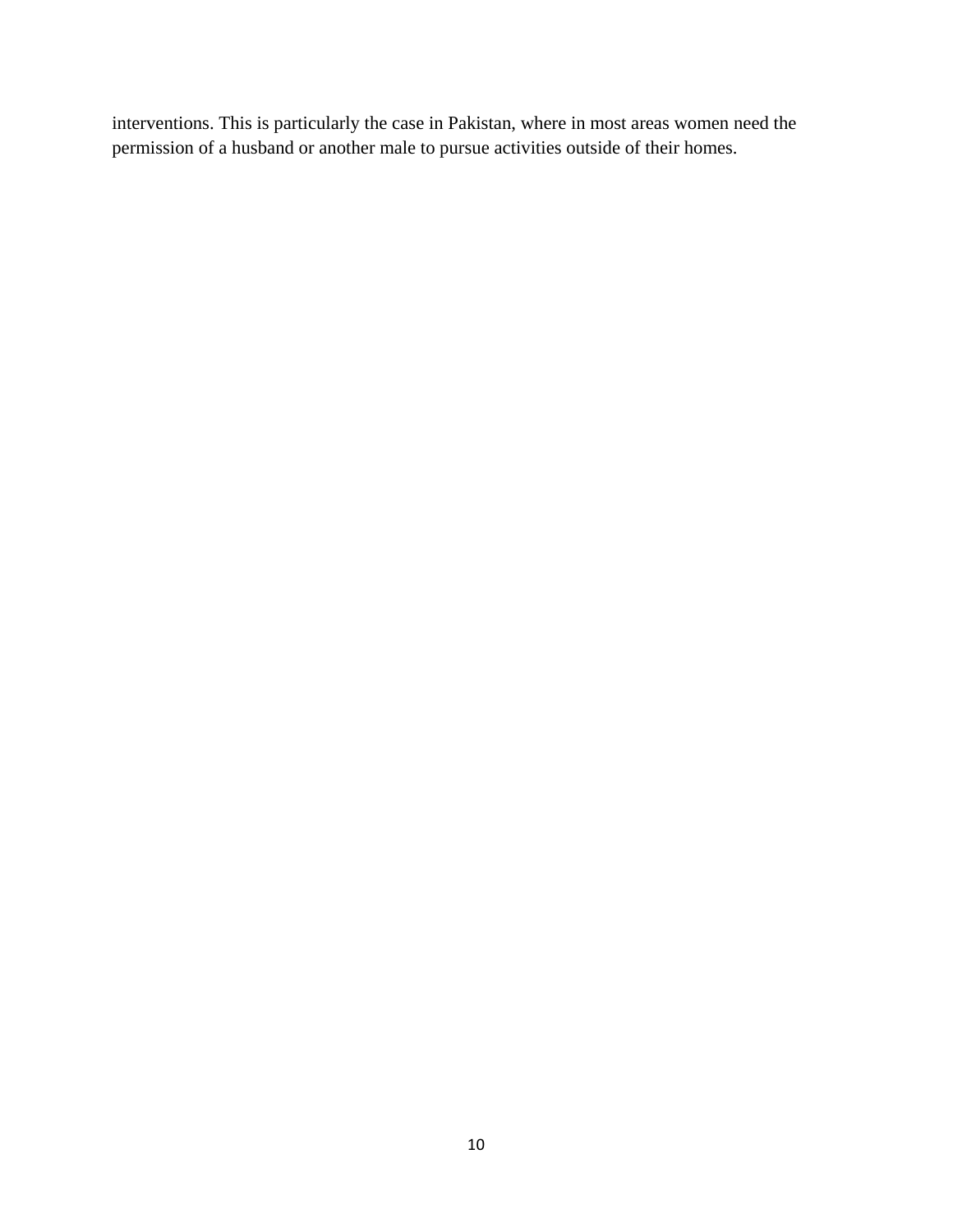interventions. This is particularly the case in Pakistan, where in most areas women need the permission of a husband or another male to pursue activities outside of their homes.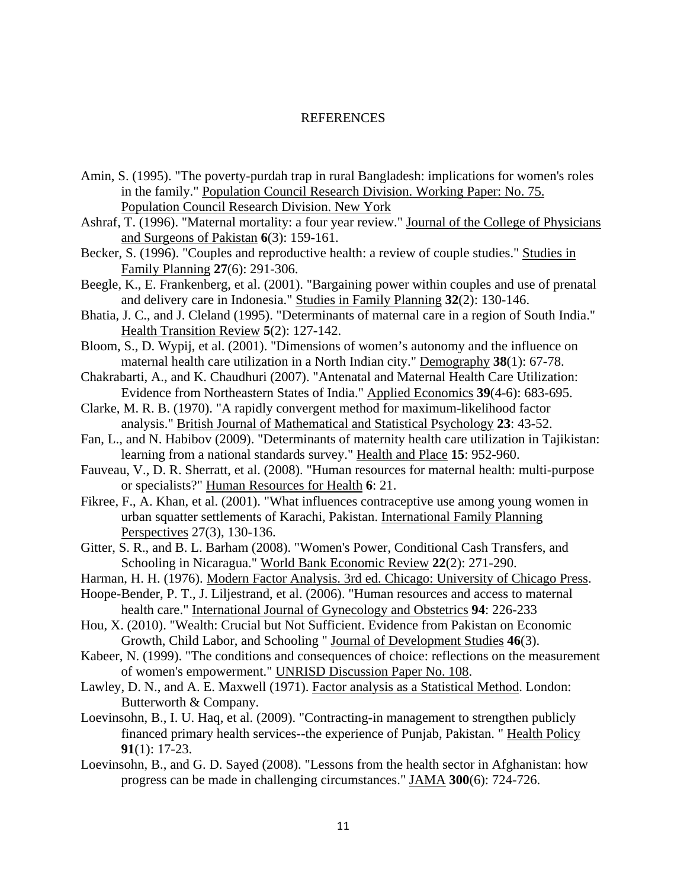# REFERENCES

Amin, S. (1995). "The poverty-purdah trap in rural Bangladesh: implications for women's roles in the family." Population Council Research Division. Working Paper: No. 75. Population Council Research Division. New York

Ashraf, T. (1996). "Maternal mortality: a four year review." Journal of the College of Physicians and Surgeons of Pakistan **6**(3): 159-161.

Becker, S. (1996). "Couples and reproductive health: a review of couple studies." Studies in Family Planning **27**(6): 291-306.

Beegle, K., E. Frankenberg, et al. (2001). "Bargaining power within couples and use of prenatal and delivery care in Indonesia." Studies in Family Planning **32**(2): 130-146.

Bhatia, J. C., and J. Cleland (1995). "Determinants of maternal care in a region of South India." Health Transition Review **5**(2): 127-142.

Bloom, S., D. Wypij, et al. (2001). "Dimensions of women's autonomy and the influence on maternal health care utilization in a North Indian city." Demography **38**(1): 67-78.

Chakrabarti, A., and K. Chaudhuri (2007). "Antenatal and Maternal Health Care Utilization: Evidence from Northeastern States of India." Applied Economics **39**(4-6): 683-695.

Clarke, M. R. B. (1970). "A rapidly convergent method for maximum-likelihood factor analysis." British Journal of Mathematical and Statistical Psychology **23**: 43-52.

Fan, L., and N. Habibov (2009). "Determinants of maternity health care utilization in Tajikistan: learning from a national standards survey." Health and Place **15**: 952-960.

Fauveau, V., D. R. Sherratt, et al. (2008). "Human resources for maternal health: multi-purpose or specialists?" Human Resources for Health **6**: 21.

Fikree, F., A. Khan, et al. (2001). "What influences contraceptive use among young women in urban squatter settlements of Karachi, Pakistan. International Family Planning Perspectives 27(3), 130-136.

Gitter, S. R., and B. L. Barham (2008). "Women's Power, Conditional Cash Transfers, and Schooling in Nicaragua." World Bank Economic Review **22**(2): 271-290.

Harman, H. H. (1976). Modern Factor Analysis. 3rd ed. Chicago: University of Chicago Press.

Hoope-Bender, P. T., J. Liljestrand, et al. (2006). "Human resources and access to maternal health care." International Journal of Gynecology and Obstetrics **94**: 226-233

Hou, X. (2010). "Wealth: Crucial but Not Sufficient. Evidence from Pakistan on Economic Growth, Child Labor, and Schooling " Journal of Development Studies **46**(3).

Kabeer, N. (1999). "The conditions and consequences of choice: reflections on the measurement of women's empowerment." UNRISD Discussion Paper No. 108.

Lawley, D. N., and A. E. Maxwell (1971). Factor analysis as a Statistical Method. London: Butterworth & Company.

Loevinsohn, B., I. U. Haq, et al. (2009). "Contracting-in management to strengthen publicly financed primary health services--the experience of Punjab, Pakistan. " Health Policy **91**(1): 17-23.

Loevinsohn, B., and G. D. Sayed (2008). "Lessons from the health sector in Afghanistan: how progress can be made in challenging circumstances." JAMA **300**(6): 724-726.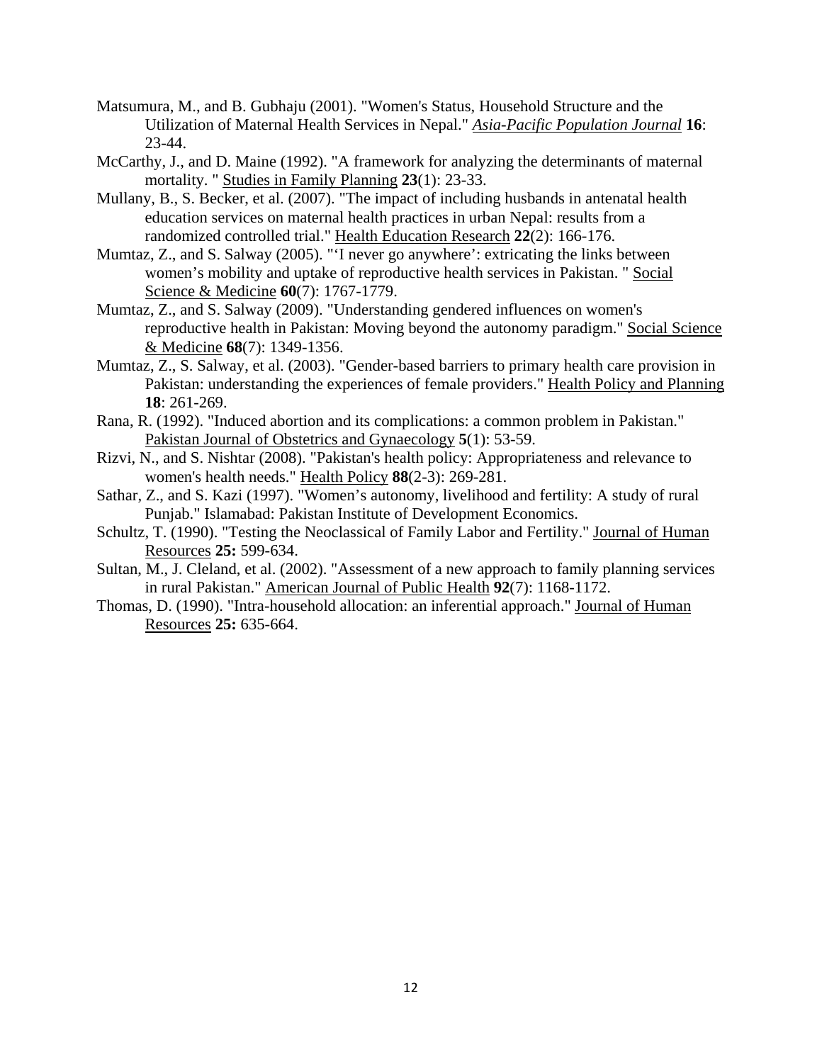Matsumura, M., and B. Gubhaju (2001). "Women's Status, Household Structure and the Utilization of Maternal Health Services in Nepal." *Asia-Pacific Population Journal* **16**: 23-44.

McCarthy, J., and D. Maine (1992). "A framework for analyzing the determinants of maternal mortality. " Studies in Family Planning **23**(1): 23-33.

Mullany, B., S. Becker, et al. (2007). "The impact of including husbands in antenatal health education services on maternal health practices in urban Nepal: results from a randomized controlled trial." Health Education Research **22**(2): 166-176.

Mumtaz, Z., and S. Salway (2005). "'I never go anywhere': extricating the links between women's mobility and uptake of reproductive health services in Pakistan. " Social Science & Medicine **60**(7): 1767-1779.

Mumtaz, Z., and S. Salway (2009). "Understanding gendered influences on women's reproductive health in Pakistan: Moving beyond the autonomy paradigm." Social Science & Medicine **68**(7): 1349-1356.

Mumtaz, Z., S. Salway, et al. (2003). "Gender-based barriers to primary health care provision in Pakistan: understanding the experiences of female providers." Health Policy and Planning **18**: 261-269.

Rana, R. (1992). "Induced abortion and its complications: a common problem in Pakistan." Pakistan Journal of Obstetrics and Gynaecology **5**(1): 53-59.

Rizvi, N., and S. Nishtar (2008). "Pakistan's health policy: Appropriateness and relevance to women's health needs." Health Policy **88**(2-3): 269-281.

Sathar, Z., and S. Kazi (1997). "Women's autonomy, livelihood and fertility: A study of rural Punjab." Islamabad: Pakistan Institute of Development Economics.

Schultz, T. (1990). "Testing the Neoclassical of Family Labor and Fertility." Journal of Human Resources **25:** 599-634.

Sultan, M., J. Cleland, et al. (2002). "Assessment of a new approach to family planning services in rural Pakistan." American Journal of Public Health **92**(7): 1168-1172.

Thomas, D. (1990). "Intra-household allocation: an inferential approach." Journal of Human Resources **25:** 635-664.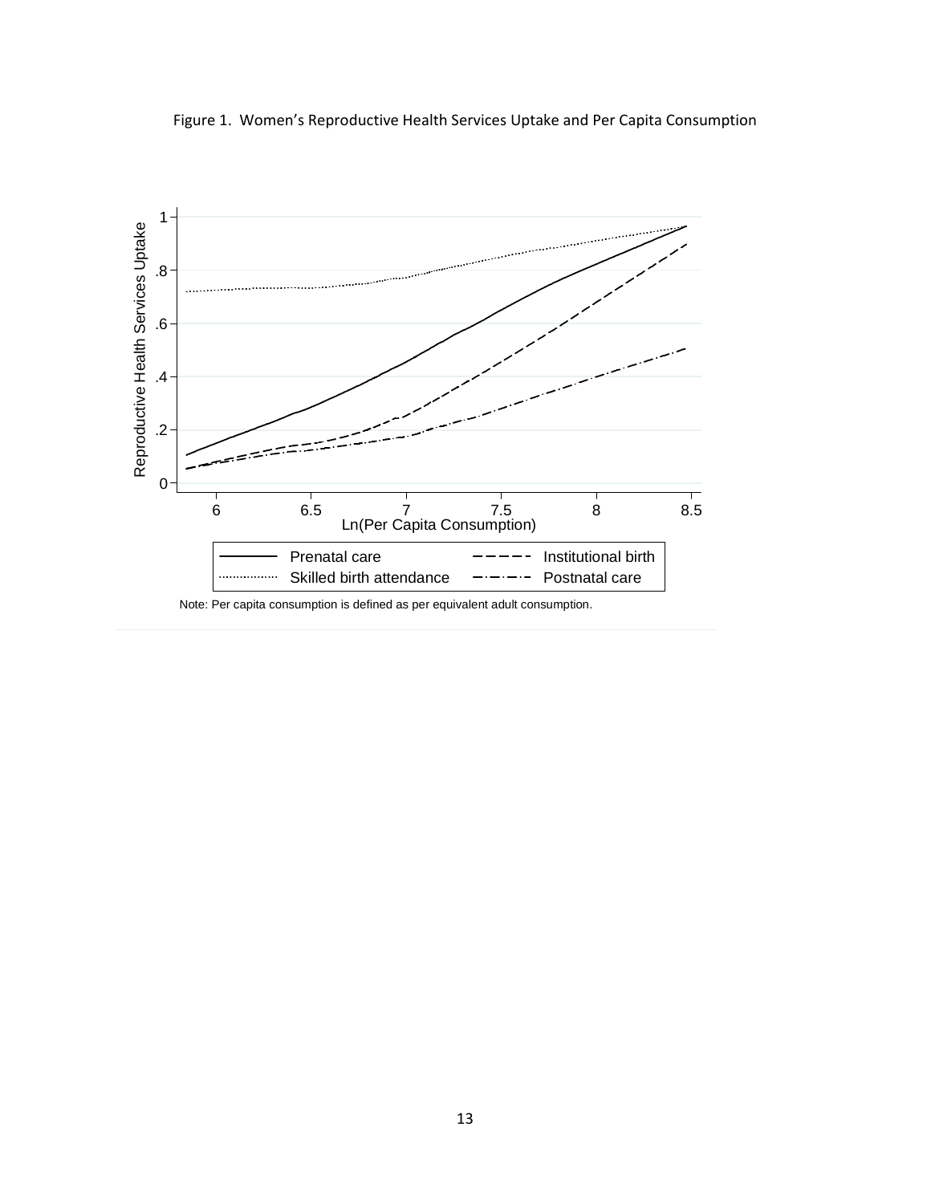Figure 1. Women's Reproductive Health Services Uptake and Per Capita Consumption

Note: Per capita consumption is defined as per equivalent adult consumption.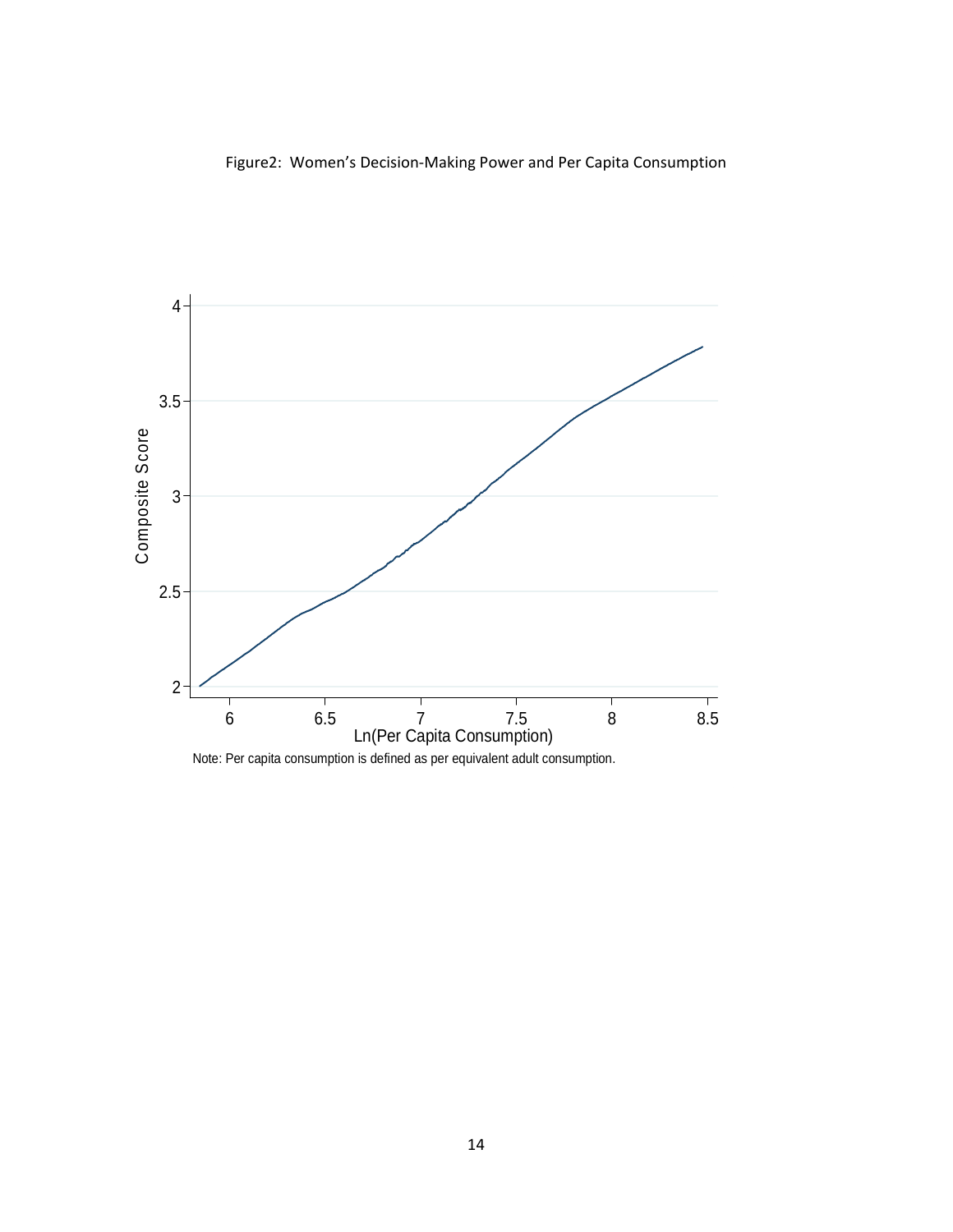Figure2: Women's Decision-Making Power and Per Capita Consumption

Note: Per capita consumption is defined as per equivalent adult consumption.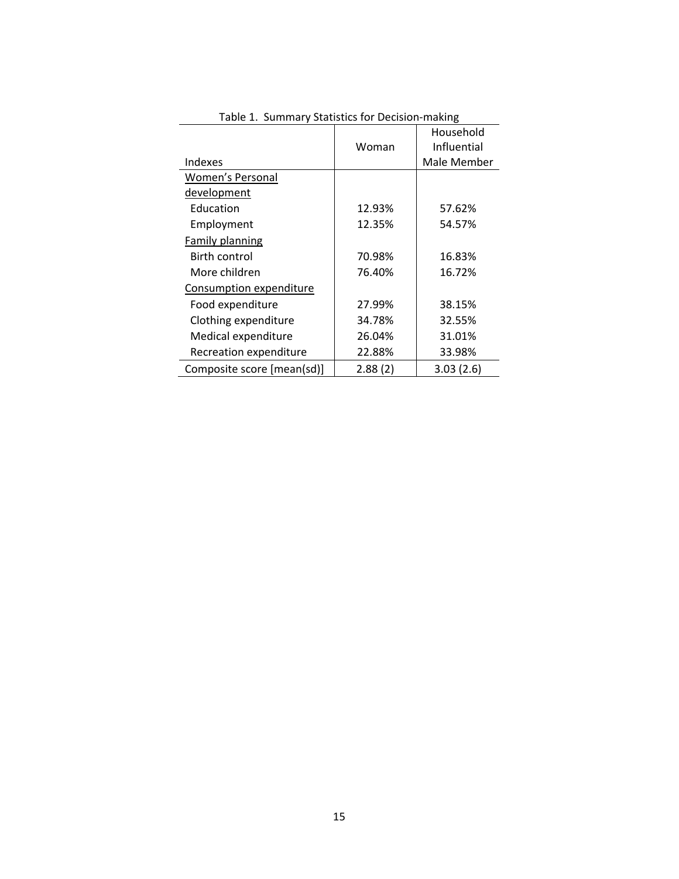Table 1. Summary Statistics for Decision-making

| Indexes | Woman | Household Influential Male Member |
|---|---|---|
| Women's Personal development | | |
| Education | 12.93% | 57.62% |
| Employment | 12.35% | 54.57% |
| Family planning | | |
| Birth control | 70.98% | 16.83% |
| More children | 76.40% | 16.72% |
| Consumption expenditure | | |
| Food expenditure | 27.99% | 38.15% |
| Clothing expenditure | 34.78% | 32.55% |
| Medical expenditure | 26.04% | 31.01% |
| Recreation expenditure | 22.88% | 33.98% |
| Composite score [mean(sd)] | 2.88 (2) | 3.03 (2.6) |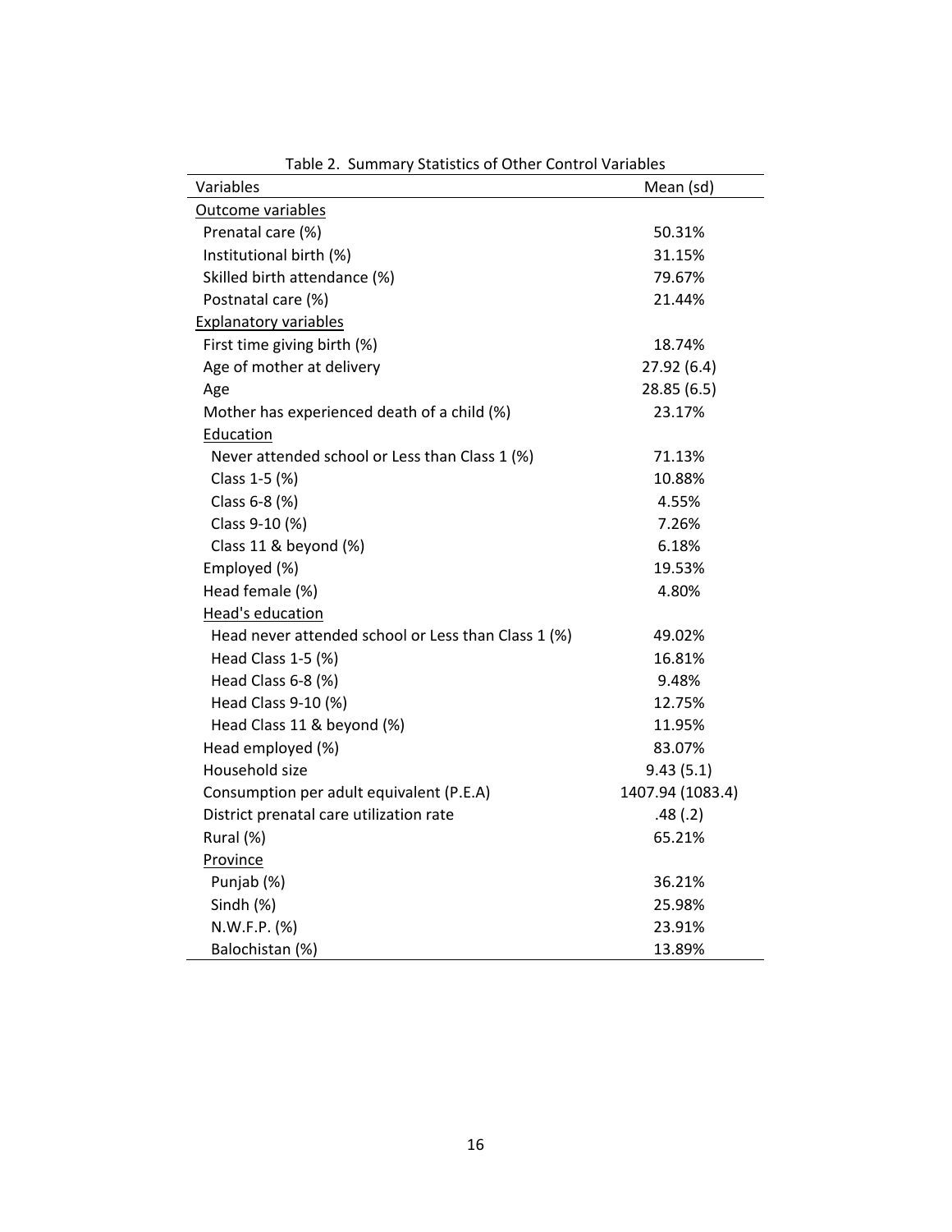Table 2. Summary Statistics of Other Control Variables

| Variables | Mean (sd) |
|---|---|
| Outcome variables | |
| Prenatal care (%) | 50.31% |
| Institutional birth (%) | 31.15% |
| Skilled birth attendance (%) | 79.67% |
| Postnatal care (%) | 21.44% |
| Explanatory variables | |
| First time giving birth (%) | 18.74% |
| Age of mother at delivery | 27.92 (6.4) |
| Age | 28.85 (6.5) |
| Mother has experienced death of a child (%) | 23.17% |
| Education | |
| Never attended school or Less than Class 1 (%) | 71.13% |
| Class 1-5 (%) | 10.88% |
| Class 6-8 (%) | 4.55% |
| Class 9-10 (%) | 7.26% |
| Class 11 & beyond (%) | 6.18% |
| Employed (%) | 19.53% |
| Head female (%) | 4.80% |
| Head's education | |
| Head never attended school or Less than Class 1 (%) | 49.02% |
| Head Class 1-5 (%) | 16.81% |
| Head Class 6-8 (%) | 9.48% |
| Head Class 9-10 (%) | 12.75% |
| Head Class 11 & beyond (%) | 11.95% |
| Head employed (%) | 83.07% |
| Household size | 9.43 (5.1) |
| Consumption per adult equivalent (P.E.A) | 1407.94 (1083.4) |
| District prenatal care utilization rate | .48 (.2) |
| Rural (%) | 65.21% |
| Province | |
| Punjab (%) | 36.21% |
| Sindh (%) | 25.98% |
| N.W.F.P. (%) | 23.91% |
| Balochistan (%) | 13.89% |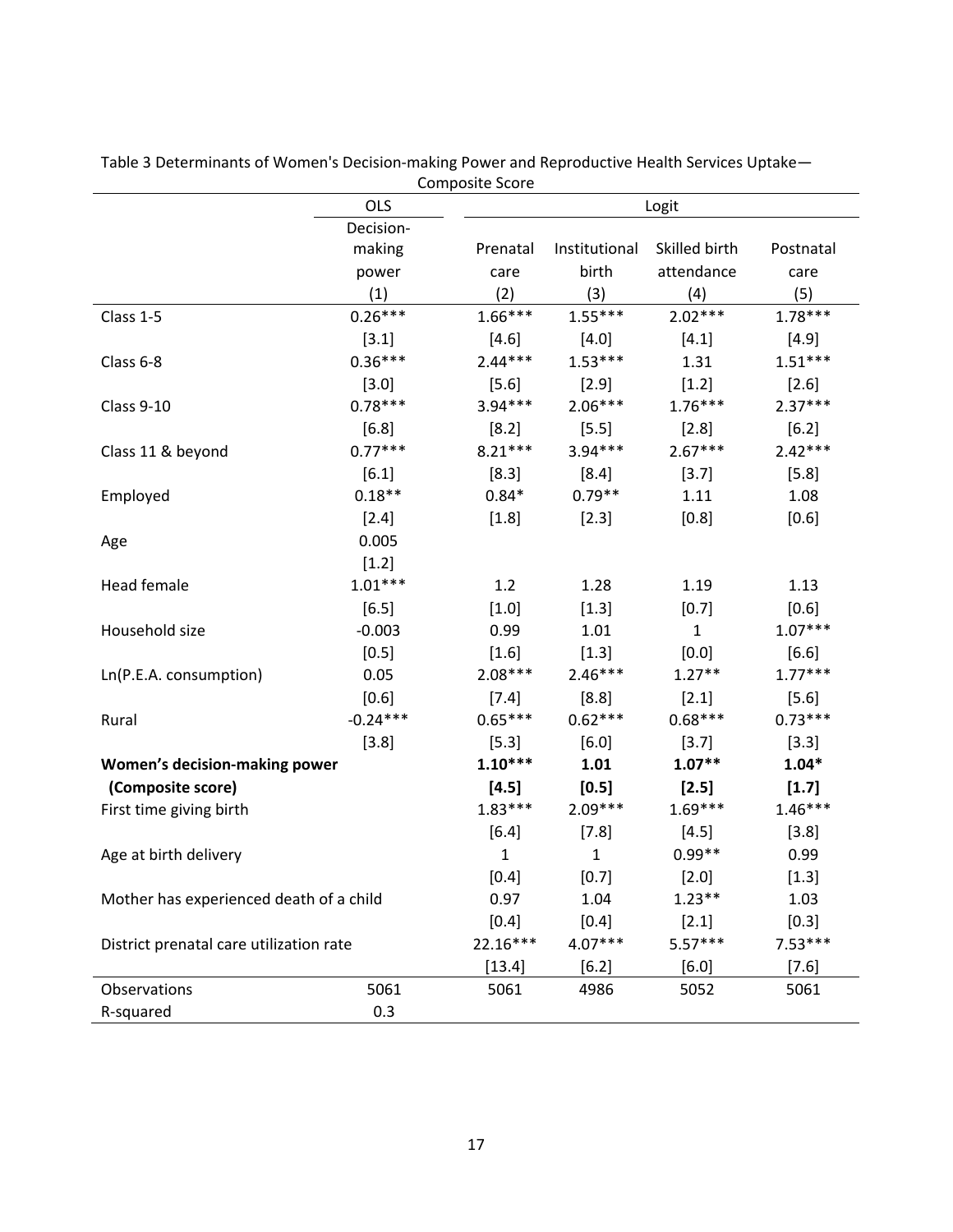Table 3 Determinants of Women's Decision-making Power and Reproductive Health Services Uptake—Composite Score

| | OLS | Logit | | | |
|---|---|---|---|---|---|
| | Decision-making power | Prenatal care | Institutional birth | Skilled birth attendance | Postnatal care |
| | (1) | (2) | (3) | (4) | (5) |
| Class 1-5 | 0.26*** | 1.66*** | 1.55*** | 2.02*** | 1.78*** |
| | [3.1] | [4.6] | [4.0] | [4.1] | [4.9] |
| Class 6-8 | 0.36*** | 2.44*** | 1.53*** | 1.31 | 1.51*** |
| | [3.0] | [5.6] | [2.9] | [1.2] | [2.6] |
| Class 9-10 | 0.78*** | 3.94*** | 2.06*** | 1.76*** | 2.37*** |
| | [6.8] | [8.2] | [5.5] | [2.8] | [6.2] |
| Class 11 & beyond | 0.77*** | 8.21*** | 3.94*** | 2.67*** | 2.42*** |
| | [6.1] | [8.3] | [8.4] | [3.7] | [5.8] |
| Employed | 0.18** | 0.84* | 0.79** | 1.11 | 1.08 |
| | [2.4] | [1.8] | [2.3] | [0.8] | [0.6] |
| Age | 0.005 | | | | |
| | [1.2] | | | | |
| Head female | 1.01*** | 1.2 | 1.28 | 1.19 | 1.13 |
| | [6.5] | [1.0] | [1.3] | [0.7] | [0.6] |
| Household size | -0.003 | 0.99 | 1.01 | 1 | 1.07*** |
| | [0.5] | [1.6] | [1.3] | [0.0] | [6.6] |
| Ln(P.E.A. consumption) | 0.05 | 2.08*** | 2.46*** | 1.27** | 1.77*** |
| | [0.6] | [7.4] | [8.8] | [2.1] | [5.6] |
| Rural | -0.24*** | 0.65*** | 0.62*** | 0.68*** | 0.73*** |
| | [3.8] | [5.3] | [6.0] | [3.7] | [3.3] |
| **Women's decision-making power (Composite score)** | | **1.10***** | **1.01** | **1.07**** | **1.04*** |
| | | **[4.5]** | **[0.5]** | **[2.5]** | **[1.7]** |
| First time giving birth | | 1.83*** | 2.09*** | 1.69*** | 1.46*** |
| | | [6.4] | [7.8] | [4.5] | [3.8] |
| Age at birth delivery | | 1 | 1 | 0.99** | 0.99 |
| | | [0.4] | [0.7] | [2.0] | [1.3] |
| Mother has experienced death of a child | | 0.97 | 1.04 | 1.23** | 1.03 |
| | | [0.4] | [0.4] | [2.1] | [0.3] |
| District prenatal care utilization rate | | 22.16*** | 4.07*** | 5.57*** | 7.53*** |
| | | [13.4] | [6.2] | [6.0] | [7.6] |
| Observations | 5061 | 5061 | 4986 | 5052 | 5061 |
| R-squared | 0.3 | | | | |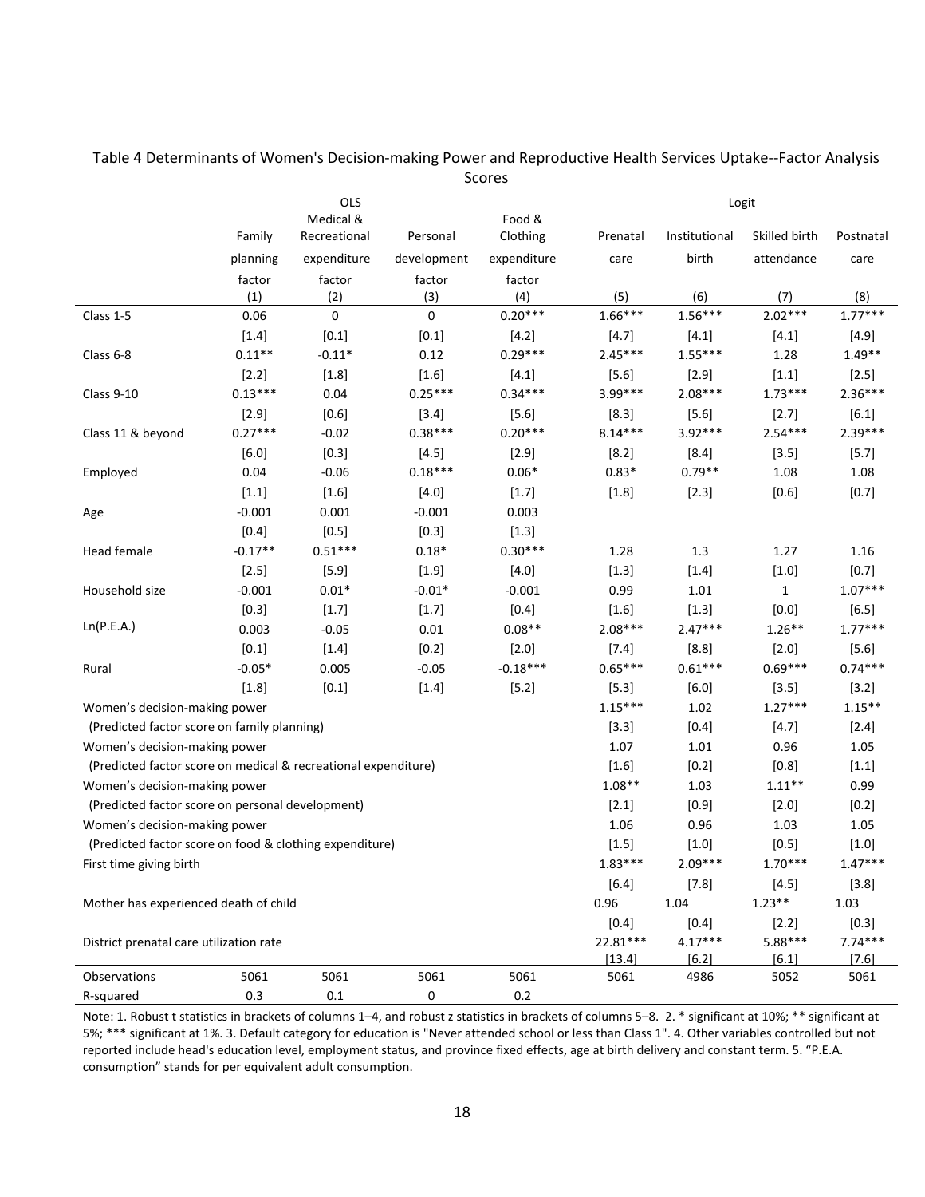Table 4 Determinants of Women's Decision-making Power and Reproductive Health Services Uptake--Factor Analysis Scores

| | OLS | | | | Logit | | | |
|---|---|---|---|---|---|---|---|---|
| | Family planning factor | Medical & Recreational expenditure factor | Personal development factor | Food & Clothing expenditure factor | Prenatal care | Institutional birth | Skilled birth attendance | Postnatal care |
| | (1) | (2) | (3) | (4) | (5) | (6) | (7) | (8) |
| Class 1-5 | 0.06 | 0 | 0 | 0.20*** | 1.66*** | 1.56*** | 2.02*** | 1.77*** |
| | [1.4] | [0.1] | [0.1] | [4.2] | [4.7] | [4.1] | [4.1] | [4.9] |
| Class 6-8 | 0.11** | -0.11* | 0.12 | 0.29*** | 2.45*** | 1.55*** | 1.28 | 1.49** |
| | [2.2] | [1.8] | [1.6] | [4.1] | [5.6] | [2.9] | [1.1] | [2.5] |
| Class 9-10 | 0.13*** | 0.04 | 0.25*** | 0.34*** | 3.99*** | 2.08*** | 1.73*** | 2.36*** |
| | [2.9] | [0.6] | [3.4] | [5.6] | [8.3] | [5.6] | [2.7] | [6.1] |
| Class 11 & beyond | 0.27*** | -0.02 | 0.38*** | 0.20*** | 8.14*** | 3.92*** | 2.54*** | 2.39*** |
| | [6.0] | [0.3] | [4.5] | [2.9] | [8.2] | [8.4] | [3.5] | [5.7] |
| Employed | 0.04 | -0.06 | 0.18*** | 0.06* | 0.83* | 0.79** | 1.08 | 1.08 |
| | [1.1] | [1.6] | [4.0] | [1.7] | [1.8] | [2.3] | [0.6] | [0.7] |
| Age | -0.001 | 0.001 | -0.001 | 0.003 | | | | |
| | [0.4] | [0.5] | [0.3] | [1.3] | | | | |
| Head female | -0.17** | 0.51*** | 0.18* | 0.30*** | 1.28 | 1.3 | 1.27 | 1.16 |
| | [2.5] | [5.9] | [1.9] | [4.0] | [1.3] | [1.4] | [1.0] | [0.7] |
| Household size | -0.001 | 0.01* | -0.01* | -0.001 | 0.99 | 1.01 | 1 | 1.07*** |
| | [0.3] | [1.7] | [1.7] | [0.4] | [1.6] | [1.3] | [0.0] | [6.5] |
| Ln(P.E.A.) | 0.003 | -0.05 | 0.01 | 0.08** | 2.08*** | 2.47*** | 1.26** | 1.77*** |
| | [0.1] | [1.4] | [0.2] | [2.0] | [7.4] | [8.8] | [2.0] | [5.6] |
| Rural | -0.05* | 0.005 | -0.05 | -0.18*** | 0.65*** | 0.61*** | 0.69*** | 0.74*** |
| | [1.8] | [0.1] | [1.4] | [5.2] | [5.3] | [6.0] | [3.5] | [3.2] |
| Women's decision-making power | | | | | 1.15*** | 1.02 | 1.27*** | 1.15** |
| (Predicted factor score on family planning) | | | | | [3.3] | [0.4] | [4.7] | [2.4] |
| Women's decision-making power | | | | | 1.07 | 1.01 | 0.96 | 1.05 |
| (Predicted factor score on medical & recreational expenditure) | | | | | [1.6] | [0.2] | [0.8] | [1.1] |
| Women's decision-making power | | | | | 1.08** | 1.03 | 1.11** | 0.99 |
| (Predicted factor score on personal development) | | | | | [2.1] | [0.9] | [2.0] | [0.2] |
| Women's decision-making power | | | | | 1.06 | 0.96 | 1.03 | 1.05 |
| (Predicted factor score on food & clothing expenditure) | | | | | [1.5] | [1.0] | [0.5] | [1.0] |
| First time giving birth | | | | | 1.83*** | 2.09*** | 1.70*** | 1.47*** |
| | | | | | [6.4] | [7.8] | [4.5] | [3.8] |
| Mother has experienced death of child | | | | | 0.96 | 1.04 | 1.23** | 1.03 |
| | | | | | [0.4] | [0.4] | [2.2] | [0.3] |
| District prenatal care utilization rate | | | | | 22.81*** | 4.17*** | 5.88*** | 7.74*** |
| | | | | | [13.4] | [6.2] | [6.1] | [7.6] |
| Observations | 5061 | 5061 | 5061 | 5061 | 5061 | 4986 | 5052 | 5061 |
| R-squared | 0.3 | 0.1 | 0 | 0.2 | | | | |

Note: 1. Robust t statistics in brackets of columns 1–4, and robust z statistics in brackets of columns 5–8. 2. * significant at 10%; ** significant at 5%; *** significant at 1%. 3. Default category for education is "Never attended school or less than Class 1". 4. Other variables controlled but not reported include head's education level, employment status, and province fixed effects, age at birth delivery and constant term. 5. "P.E.A. consumption" stands for per equivalent adult consumption.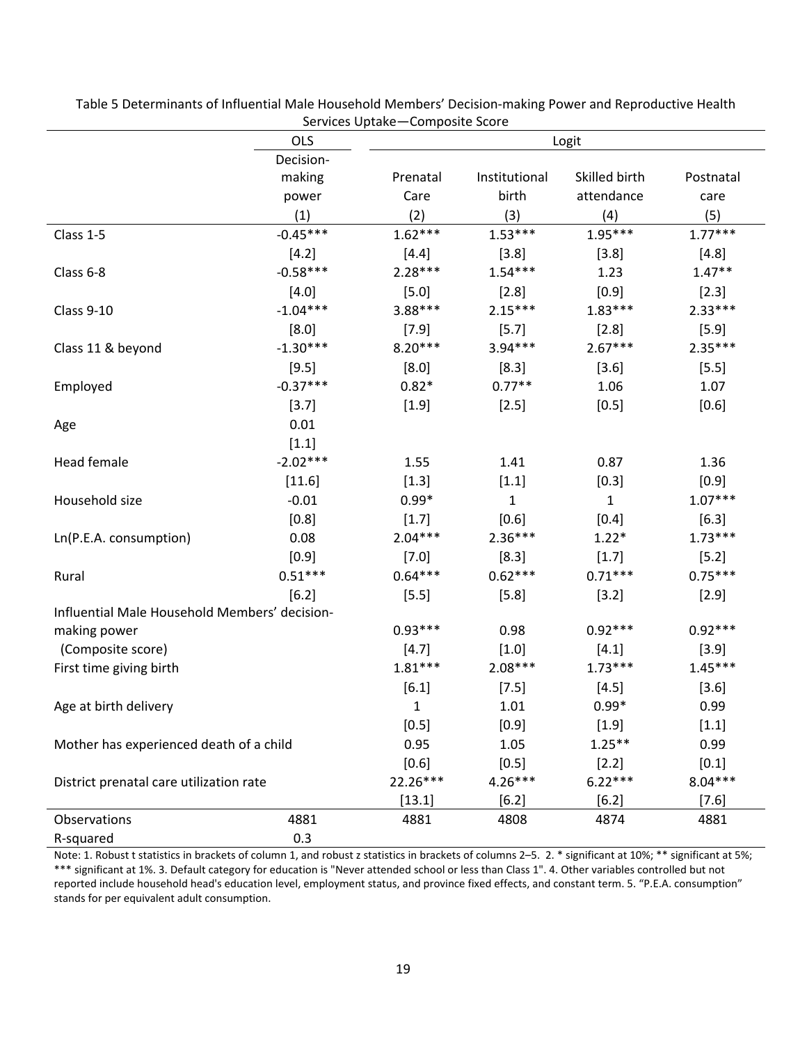Table 5 Determinants of Influential Male Household Members' Decision-making Power and Reproductive Health Services Uptake—Composite Score

| | OLS | Logit | | | |
|---|---|---|---|---|---|
| | Decision-making power | Prenatal Care | Institutional birth | Skilled birth attendance | Postnatal care |
| | (1) | (2) | (3) | (4) | (5) |
| Class 1-5 | -0.45*** | 1.62*** | 1.53*** | 1.95*** | 1.77*** |
| | [4.2] | [4.4] | [3.8] | [3.8] | [4.8] |
| Class 6-8 | -0.58*** | 2.28*** | 1.54*** | 1.23 | 1.47** |
| | [4.0] | [5.0] | [2.8] | [0.9] | [2.3] |
| Class 9-10 | -1.04*** | 3.88*** | 2.15*** | 1.83*** | 2.33*** |
| | [8.0] | [7.9] | [5.7] | [2.8] | [5.9] |
| Class 11 & beyond | -1.30*** | 8.20*** | 3.94*** | 2.67*** | 2.35*** |
| | [9.5] | [8.0] | [8.3] | [3.6] | [5.5] |
| Employed | -0.37*** | 0.82* | 0.77** | 1.06 | 1.07 |
| | [3.7] | [1.9] | [2.5] | [0.5] | [0.6] |
| Age | 0.01 | | | | |
| | [1.1] | | | | |
| Head female | -2.02*** | 1.55 | 1.41 | 0.87 | 1.36 |
| | [11.6] | [1.3] | [1.1] | [0.3] | [0.9] |
| Household size | -0.01 | 0.99* | 1 | 1 | 1.07*** |
| | [0.8] | [1.7] | [0.6] | [0.4] | [6.3] |
| Ln(P.E.A. consumption) | 0.08 | 2.04*** | 2.36*** | 1.22* | 1.73*** |
| | [0.9] | [7.0] | [8.3] | [1.7] | [5.2] |
| Rural | 0.51*** | 0.64*** | 0.62*** | 0.71*** | 0.75*** |
| | [6.2] | [5.5] | [5.8] | [3.2] | [2.9] |
| Influential Male Household Members' decision-making power | | 0.93*** | 0.98 | 0.92*** | 0.92*** |
| (Composite score) | | [4.7] | [1.0] | [4.1] | [3.9] |
| First time giving birth | | 1.81*** | 2.08*** | 1.73*** | 1.45*** |
| | | [6.1] | [7.5] | [4.5] | [3.6] |
| Age at birth delivery | | 1 | 1.01 | 0.99* | 0.99 |
| | | [0.5] | [0.9] | [1.9] | [1.1] |
| Mother has experienced death of a child | | 0.95 | 1.05 | 1.25** | 0.99 |
| | | [0.6] | [0.5] | [2.2] | [0.1] |
| District prenatal care utilization rate | | 22.26*** | 4.26*** | 6.22*** | 8.04*** |
| | | [13.1] | [6.2] | [6.2] | [7.6] |
| Observations | 4881 | 4881 | 4808 | 4874 | 4881 |
| R-squared | 0.3 | | | | |

Note: 1. Robust t statistics in brackets of column 1, and robust z statistics in brackets of columns 2–5. 2. * significant at 10%; ** significant at 5%; *** significant at 1%. 3. Default category for education is "Never attended school or less than Class 1". 4. Other variables controlled but not reported include household head's education level, employment status, and province fixed effects, and constant term. 5. "P.E.A. consumption" stands for per equivalent adult consumption.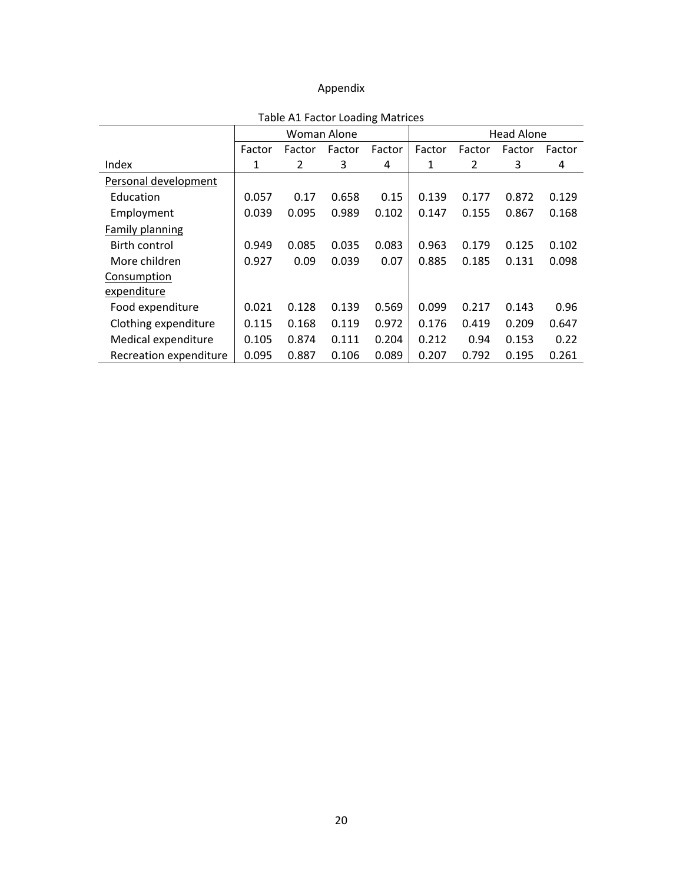Appendix

Table A1 Factor Loading Matrices

| | Woman Alone | | | | Head Alone | | | |
|---|---|---|---|---|---|---|---|---|
| Index | Factor 1 | Factor 2 | Factor 3 | Factor 4 | Factor 1 | Factor 2 | Factor 3 | Factor 4 |
| Personal development | | | | | | | | |
| Education | 0.057 | 0.17 | 0.658 | 0.15 | 0.139 | 0.177 | 0.872 | 0.129 |
| Employment | 0.039 | 0.095 | 0.989 | 0.102 | 0.147 | 0.155 | 0.867 | 0.168 |
| Family planning | | | | | | | | |
| Birth control | 0.949 | 0.085 | 0.035 | 0.083 | 0.963 | 0.179 | 0.125 | 0.102 |
| More children | 0.927 | 0.09 | 0.039 | 0.07 | 0.885 | 0.185 | 0.131 | 0.098 |
| Consumption expenditure | | | | | | | | |
| Food expenditure | 0.021 | 0.128 | 0.139 | 0.569 | 0.099 | 0.217 | 0.143 | 0.96 |
| Clothing expenditure | 0.115 | 0.168 | 0.119 | 0.972 | 0.176 | 0.419 | 0.209 | 0.647 |
| Medical expenditure | 0.105 | 0.874 | 0.111 | 0.204 | 0.212 | 0.94 | 0.153 | 0.22 |
| Recreation expenditure | 0.095 | 0.887 | 0.106 | 0.089 | 0.207 | 0.792 | 0.195 | 0.261 |